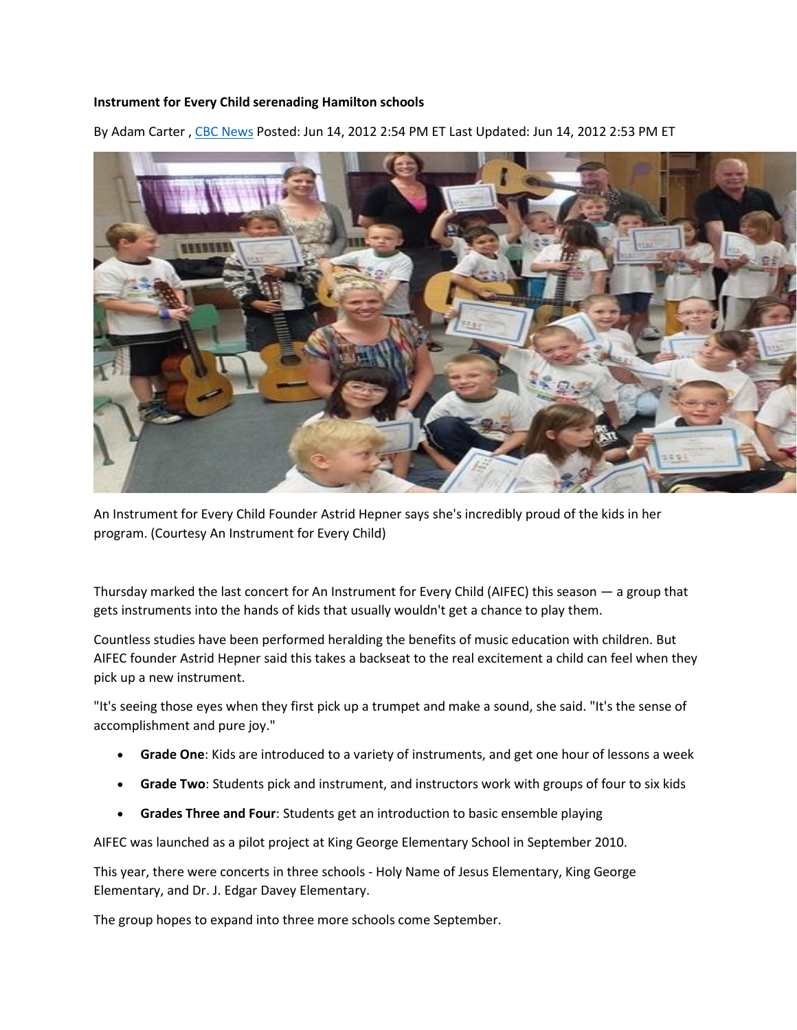**Instrument for Every Child serenading Hamilton schools**

By Adam Carter , [CBC News](CBC News) Posted: Jun 14, 2012 2:54 PM ET Last Updated: Jun 14, 2012 2:53 PM ET

An Instrument for Every Child Founder Astrid Hepner says she's incredibly proud of the kids in her program. (Courtesy An Instrument for Every Child)

Thursday marked the last concert for An Instrument for Every Child (AIFEC) this season — a group that gets instruments into the hands of kids that usually wouldn't get a chance to play them.

Countless studies have been performed heralding the benefits of music education with children. But AIFEC founder Astrid Hepner said this takes a backseat to the real excitement a child can feel when they pick up a new instrument.

"It's seeing those eyes when they first pick up a trumpet and make a sound, she said. "It's the sense of accomplishment and pure joy."

- **Grade One**: Kids are introduced to a variety of instruments, and get one hour of lessons a week
- **Grade Two**: Students pick and instrument, and instructors work with groups of four to six kids
- **Grades Three and Four**: Students get an introduction to basic ensemble playing

AIFEC was launched as a pilot project at King George Elementary School in September 2010.

This year, there were concerts in three schools - Holy Name of Jesus Elementary, King George Elementary, and Dr. J. Edgar Davey Elementary.

The group hopes to expand into three more schools come September.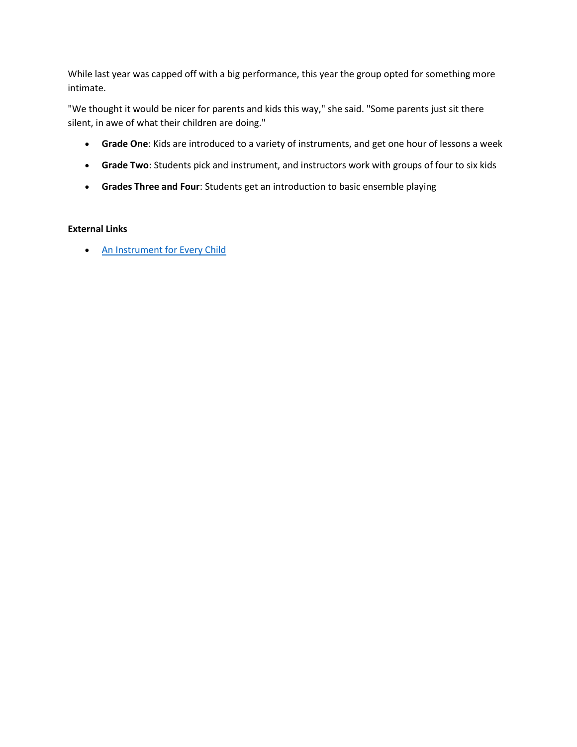While last year was capped off with a big performance, this year the group opted for something more intimate.

"We thought it would be nicer for parents and kids this way," she said. "Some parents just sit there silent, in awe of what their children are doing."

- **Grade One**: Kids are introduced to a variety of instruments, and get one hour of lessons a week
- **Grade Two**: Students pick and instrument, and instructors work with groups of four to six kids
- **Grades Three and Four**: Students get an introduction to basic ensemble playing

**External Links**

- An Instrument for Every Child